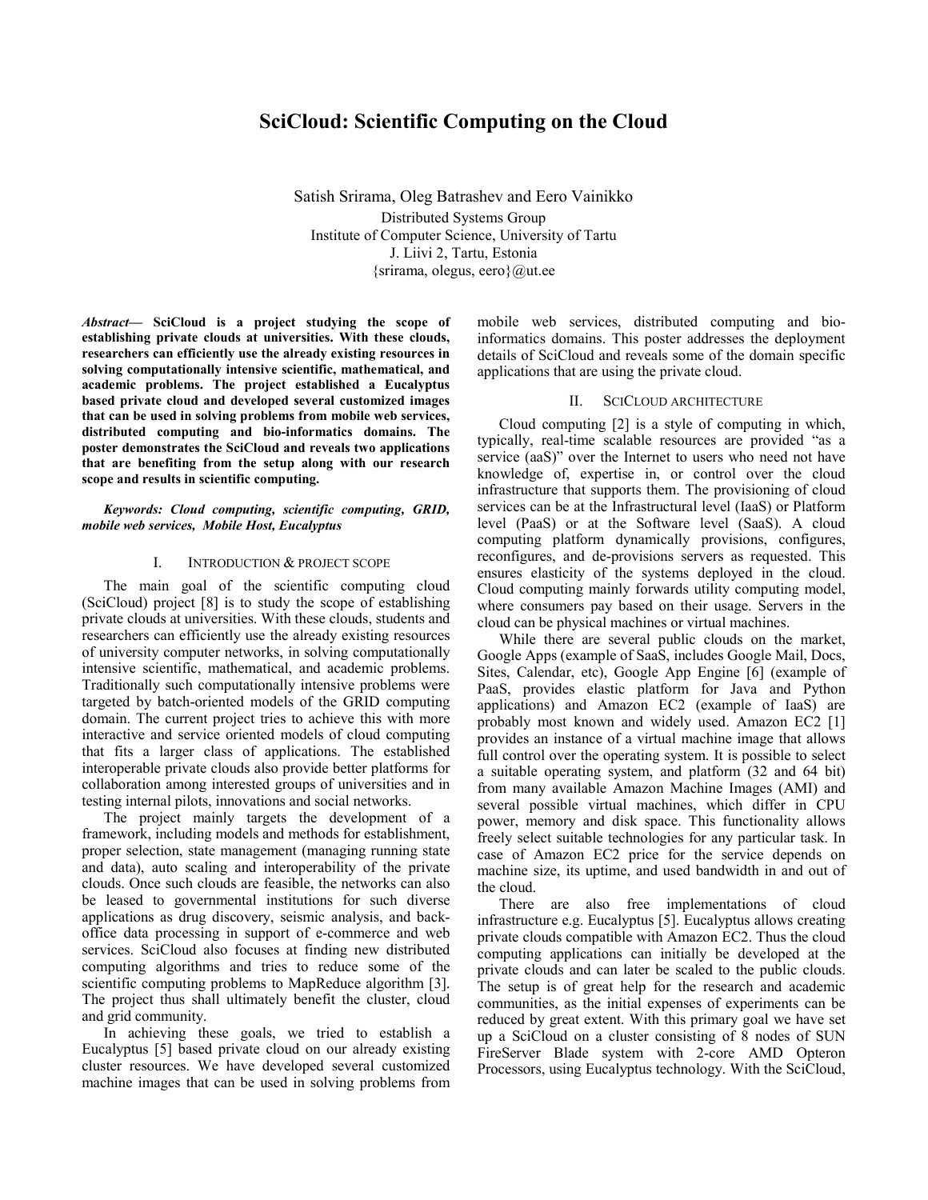# SciCloud: Scientific Computing on the Cloud

Satish Srirama, Oleg Batrashev and Eero Vainikko

Distributed Systems Group
Institute of Computer Science, University of Tartu
J. Liivi 2, Tartu, Estonia
{srirama, olegus, eero}@ut.ee

***Abstract*— SciCloud is a project studying the scope of establishing private clouds at universities. With these clouds, researchers can efficiently use the already existing resources in solving computationally intensive scientific, mathematical, and academic problems. The project established a Eucalyptus based private cloud and developed several customized images that can be used in solving problems from mobile web services, distributed computing and bio-informatics domains. The poster demonstrates the SciCloud and reveals two applications that are benefiting from the setup along with our research scope and results in scientific computing.**

***Keywords: Cloud computing, scientific computing, GRID, mobile web services, Mobile Host, Eucalyptus***

## I. Introduction & Project Scope

The main goal of the scientific computing cloud (SciCloud) project [8] is to study the scope of establishing private clouds at universities. With these clouds, students and researchers can efficiently use the already existing resources of university computer networks, in solving computationally intensive scientific, mathematical, and academic problems. Traditionally such computationally intensive problems were targeted by batch-oriented models of the GRID computing domain. The current project tries to achieve this with more interactive and service oriented models of cloud computing that fits a larger class of applications. The established interoperable private clouds also provide better platforms for collaboration among interested groups of universities and in testing internal pilots, innovations and social networks.

The project mainly targets the development of a framework, including models and methods for establishment, proper selection, state management (managing running state and data), auto scaling and interoperability of the private clouds. Once such clouds are feasible, the networks can also be leased to governmental institutions for such diverse applications as drug discovery, seismic analysis, and back-office data processing in support of e-commerce and web services. SciCloud also focuses at finding new distributed computing algorithms and tries to reduce some of the scientific computing problems to MapReduce algorithm [3]. The project thus shall ultimately benefit the cluster, cloud and grid community.

In achieving these goals, we tried to establish a Eucalyptus [5] based private cloud on our already existing cluster resources. We have developed several customized machine images that can be used in solving problems from mobile web services, distributed computing and bio-informatics domains. This poster addresses the deployment details of SciCloud and reveals some of the domain specific applications that are using the private cloud.

## II. SciCloud Architecture

Cloud computing [2] is a style of computing in which, typically, real-time scalable resources are provided "as a service (aaS)" over the Internet to users who need not have knowledge of, expertise in, or control over the cloud infrastructure that supports them. The provisioning of cloud services can be at the Infrastructural level (IaaS) or Platform level (PaaS) or at the Software level (SaaS). A cloud computing platform dynamically provisions, configures, reconfigures, and de-provisions servers as requested. This ensures elasticity of the systems deployed in the cloud. Cloud computing mainly forwards utility computing model, where consumers pay based on their usage. Servers in the cloud can be physical machines or virtual machines.

While there are several public clouds on the market, Google Apps (example of SaaS, includes Google Mail, Docs, Sites, Calendar, etc), Google App Engine [6] (example of PaaS, provides elastic platform for Java and Python applications) and Amazon EC2 (example of IaaS) are probably most known and widely used. Amazon EC2 [1] provides an instance of a virtual machine image that allows full control over the operating system. It is possible to select a suitable operating system, and platform (32 and 64 bit) from many available Amazon Machine Images (AMI) and several possible virtual machines, which differ in CPU power, memory and disk space. This functionality allows freely select suitable technologies for any particular task. In case of Amazon EC2 price for the service depends on machine size, its uptime, and used bandwidth in and out of the cloud.

There are also free implementations of cloud infrastructure e.g. Eucalyptus [5]. Eucalyptus allows creating private clouds compatible with Amazon EC2. Thus the cloud computing applications can initially be developed at the private clouds and can later be scaled to the public clouds. The setup is of great help for the research and academic communities, as the initial expenses of experiments can be reduced by great extent. With this primary goal we have set up a SciCloud on a cluster consisting of 8 nodes of SUN FireServer Blade system with 2-core AMD Opteron Processors, using Eucalyptus technology. With the SciCloud,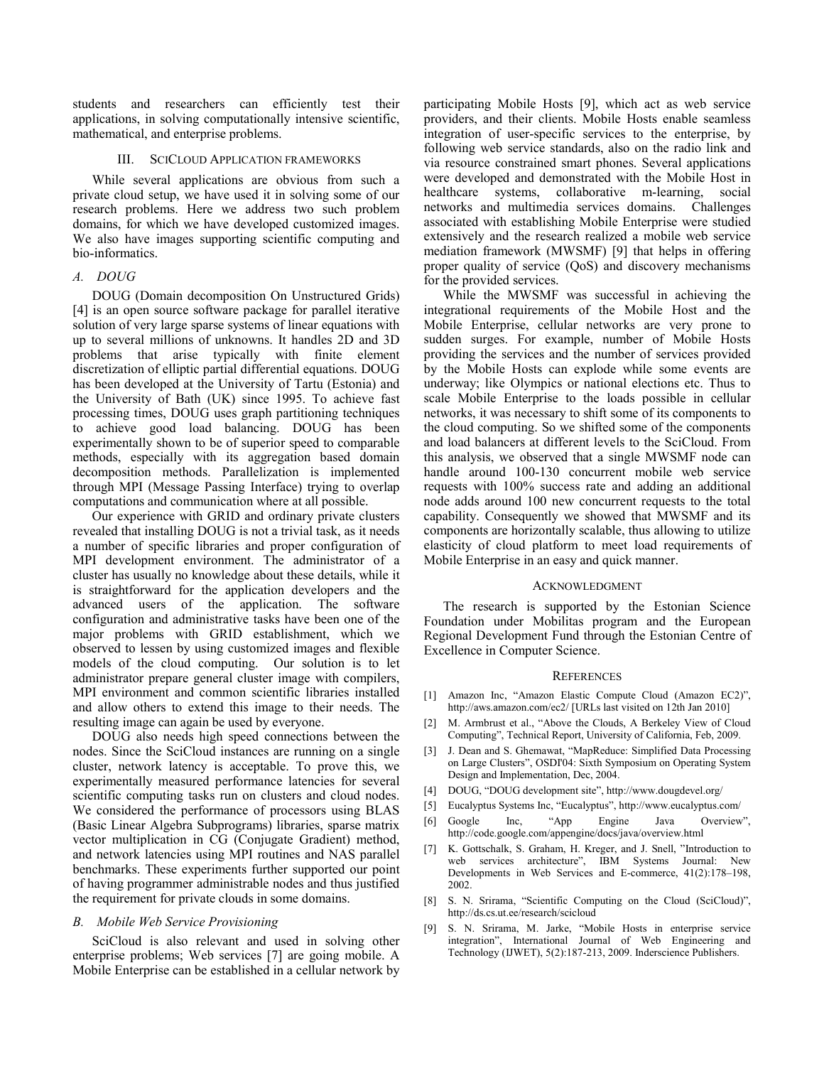students and researchers can efficiently test their applications, in solving computationally intensive scientific, mathematical, and enterprise problems.

## III. SciCloud Application frameworks

While several applications are obvious from such a private cloud setup, we have used it in solving some of our research problems. Here we address two such problem domains, for which we have developed customized images. We also have images supporting scientific computing and bio-informatics.

### *A. DOUG*

DOUG (Domain decomposition On Unstructured Grids) [4] is an open source software package for parallel iterative solution of very large sparse systems of linear equations with up to several millions of unknowns. It handles 2D and 3D problems that arise typically with finite element discretization of elliptic partial differential equations. DOUG has been developed at the University of Tartu (Estonia) and the University of Bath (UK) since 1995. To achieve fast processing times, DOUG uses graph partitioning techniques to achieve good load balancing. DOUG has been experimentally shown to be of superior speed to comparable methods, especially with its aggregation based domain decomposition methods. Parallelization is implemented through MPI (Message Passing Interface) trying to overlap computations and communication where at all possible.

Our experience with GRID and ordinary private clusters revealed that installing DOUG is not a trivial task, as it needs a number of specific libraries and proper configuration of MPI development environment. The administrator of a cluster has usually no knowledge about these details, while it is straightforward for the application developers and the advanced users of the application. The software configuration and administrative tasks have been one of the major problems with GRID establishment, which we observed to lessen by using customized images and flexible models of the cloud computing. Our solution is to let administrator prepare general cluster image with compilers, MPI environment and common scientific libraries installed and allow others to extend this image to their needs. The resulting image can again be used by everyone.

DOUG also needs high speed connections between the nodes. Since the SciCloud instances are running on a single cluster, network latency is acceptable. To prove this, we experimentally measured performance latencies for several scientific computing tasks run on clusters and cloud nodes. We considered the performance of processors using BLAS (Basic Linear Algebra Subprograms) libraries, sparse matrix vector multiplication in CG (Conjugate Gradient) method, and network latencies using MPI routines and NAS parallel benchmarks. These experiments further supported our point of having programmer administrable nodes and thus justified the requirement for private clouds in some domains.

### *B. Mobile Web Service Provisioning*

SciCloud is also relevant and used in solving other enterprise problems; Web services [7] are going mobile. A Mobile Enterprise can be established in a cellular network by participating Mobile Hosts [9], which act as web service providers, and their clients. Mobile Hosts enable seamless integration of user-specific services to the enterprise, by following web service standards, also on the radio link and via resource constrained smart phones. Several applications were developed and demonstrated with the Mobile Host in healthcare systems, collaborative m-learning, social networks and multimedia services domains. Challenges associated with establishing Mobile Enterprise were studied extensively and the research realized a mobile web service mediation framework (MWSMF) [9] that helps in offering proper quality of service (QoS) and discovery mechanisms for the provided services.

While the MWSMF was successful in achieving the integrational requirements of the Mobile Host and the Mobile Enterprise, cellular networks are very prone to sudden surges. For example, number of Mobile Hosts providing the services and the number of services provided by the Mobile Hosts can explode while some events are underway; like Olympics or national elections etc. Thus to scale Mobile Enterprise to the loads possible in cellular networks, it was necessary to shift some of its components to the cloud computing. So we shifted some of the components and load balancers at different levels to the SciCloud. From this analysis, we observed that a single MWSMF node can handle around 100-130 concurrent mobile web service requests with 100% success rate and adding an additional node adds around 100 new concurrent requests to the total capability. Consequently we showed that MWSMF and its components are horizontally scalable, thus allowing to utilize elasticity of cloud platform to meet load requirements of Mobile Enterprise in an easy and quick manner.

## Acknowledgment

The research is supported by the Estonian Science Foundation under Mobilitas program and the European Regional Development Fund through the Estonian Centre of Excellence in Computer Science.

## References

[1] Amazon Inc, "Amazon Elastic Compute Cloud (Amazon EC2)", http://aws.amazon.com/ec2/ [URLs last visited on 12th Jan 2010]

[2] M. Armbrust et al., "Above the Clouds, A Berkeley View of Cloud Computing", Technical Report, University of California, Feb, 2009.

[3] J. Dean and S. Ghemawat, "MapReduce: Simplified Data Processing on Large Clusters", OSDI'04: Sixth Symposium on Operating System Design and Implementation, Dec, 2004.

[4] DOUG, "DOUG development site", http://www.dougdevel.org/

[5] Eucalyptus Systems Inc, "Eucalyptus", http://www.eucalyptus.com/

[6] Google Inc, "App Engine Java Overview", http://code.google.com/appengine/docs/java/overview.html

[7] K. Gottschalk, S. Graham, H. Kreger, and J. Snell, "Introduction to web services architecture", IBM Systems Journal: New Developments in Web Services and E-commerce, 41(2):178–198, 2002.

[8] S. N. Srirama, "Scientific Computing on the Cloud (SciCloud)", http://ds.cs.ut.ee/research/scicloud

[9] S. N. Srirama, M. Jarke, "Mobile Hosts in enterprise service integration", International Journal of Web Engineering and Technology (IJWET), 5(2):187-213, 2009. Inderscience Publishers.